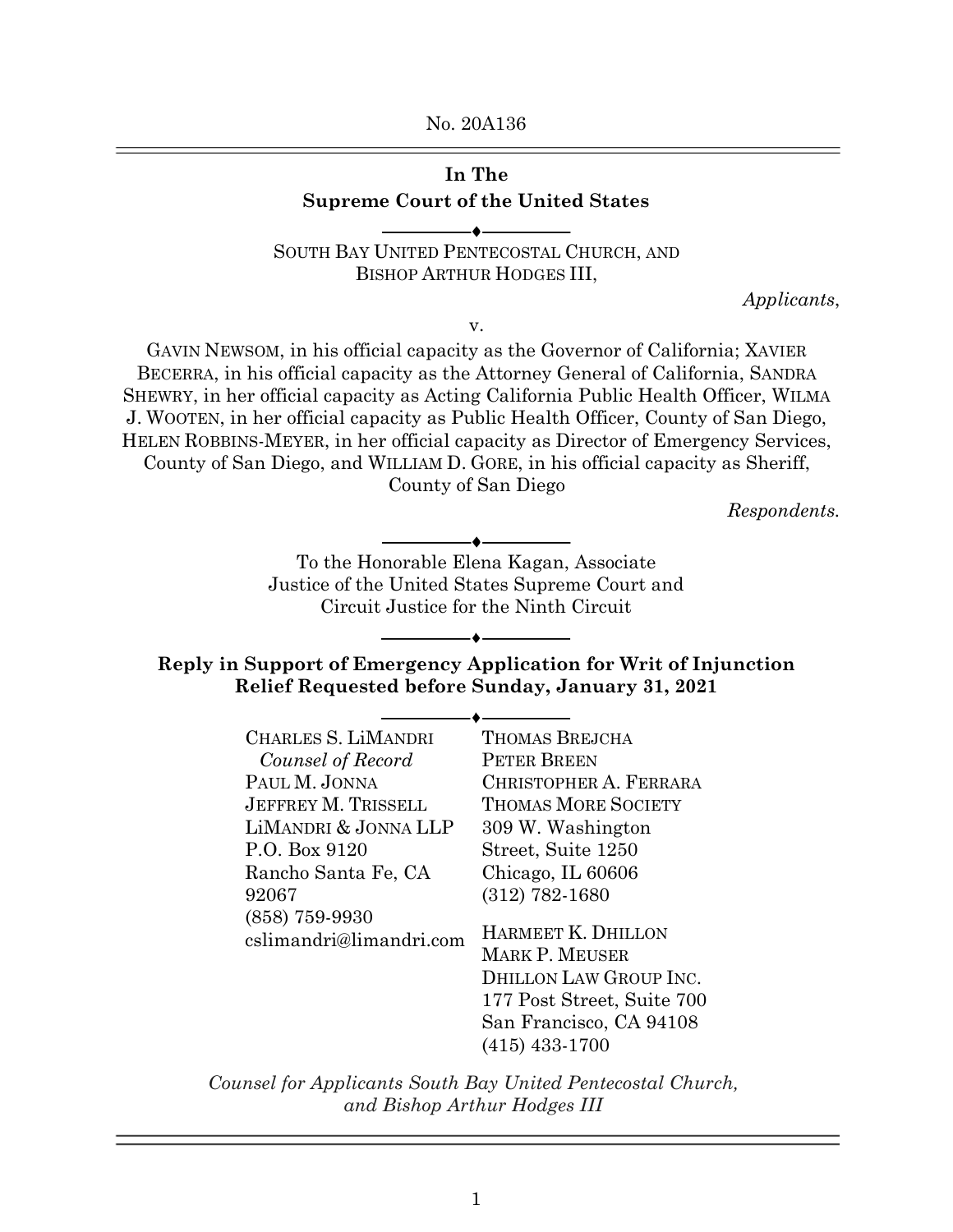No. 20A136

---

**In The**
**Supreme Court of the United States**

---

SOUTH BAY UNITED PENTECOSTAL CHURCH, AND BISHOP ARTHUR HODGES III,

*Applicants*,

v.

GAVIN NEWSOM, in his official capacity as the Governor of California; XAVIER BECERRA, in his official capacity as the Attorney General of California, SANDRA SHEWRY, in her official capacity as Acting California Public Health Officer, WILMA J. WOOTEN, in her official capacity as Public Health Officer, County of San Diego, HELEN ROBBINS-MEYER, in her official capacity as Director of Emergency Services, County of San Diego, and WILLIAM D. GORE, in his official capacity as Sheriff, County of San Diego

*Respondents.*

---

To the Honorable Elena Kagan, Associate Justice of the United States Supreme Court and Circuit Justice for the Ninth Circuit

---

**Reply in Support of Emergency Application for Writ of Injunction Relief Requested before Sunday, January 31, 2021**

---

CHARLES S. LIMANDRI
*Counsel of Record*
PAUL M. JONNA
JEFFREY M. TRISSELL
LIMANDRI & JONNA LLP
P.O. Box 9120
Rancho Santa Fe, CA 92067
(858) 759-9930
cslimandri@limandri.com

THOMAS BREJCHA
PETER BREEN
CHRISTOPHER A. FERRARA
THOMAS MORE SOCIETY
309 W. Washington Street, Suite 1250
Chicago, IL 60606
(312) 782-1680

HARMEET K. DHILLON
MARK P. MEUSER
DHILLON LAW GROUP INC.
177 Post Street, Suite 700
San Francisco, CA 94108
(415) 433-1700

*Counsel for Applicants South Bay United Pentecostal Church, and Bishop Arthur Hodges III*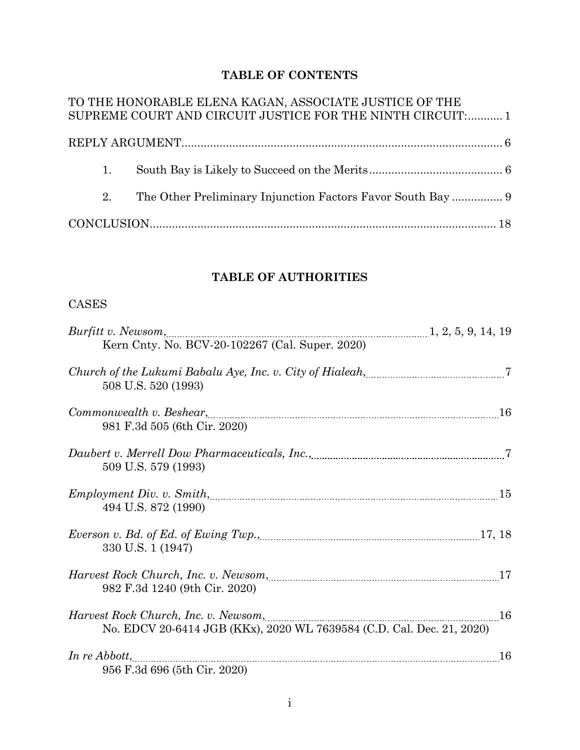## TABLE OF CONTENTS

TO THE HONORABLE ELENA KAGAN, ASSOCIATE JUSTICE OF THE SUPREME COURT AND CIRCUIT JUSTICE FOR THE NINTH CIRCUIT: ........... 1

REPLY ARGUMENT ........... 6

1. South Bay is Likely to Succeed on the Merits ........... 6

2. The Other Preliminary Injunction Factors Favor South Bay ........... 9

CONCLUSION ........... 18

## TABLE OF AUTHORITIES

CASES

*Burfitt v. Newsom*, Kern Cnty. No. BCV-20-102267 (Cal. Super. 2020) ........... 1, 2, 5, 9, 14, 19

*Church of the Lukumi Babalu Aye, Inc. v. City of Hialeah*, 508 U.S. 520 (1993) ........... 7

*Commonwealth v. Beshear*, 981 F.3d 505 (6th Cir. 2020) ........... 16

*Daubert v. Merrell Dow Pharmaceuticals, Inc.*, 509 U.S. 579 (1993) ........... 7

*Employment Div. v. Smith*, 494 U.S. 872 (1990) ........... 15

*Everson v. Bd. of Ed. of Ewing Twp.*, 330 U.S. 1 (1947) ........... 17, 18

*Harvest Rock Church, Inc. v. Newsom*, 982 F.3d 1240 (9th Cir. 2020) ........... 17

*Harvest Rock Church, Inc. v. Newsom*, No. EDCV 20-6414 JGB (KKx), 2020 WL 7639584 (C.D. Cal. Dec. 21, 2020) ........... 16

*In re Abbott*, 956 F.3d 696 (5th Cir. 2020) ........... 16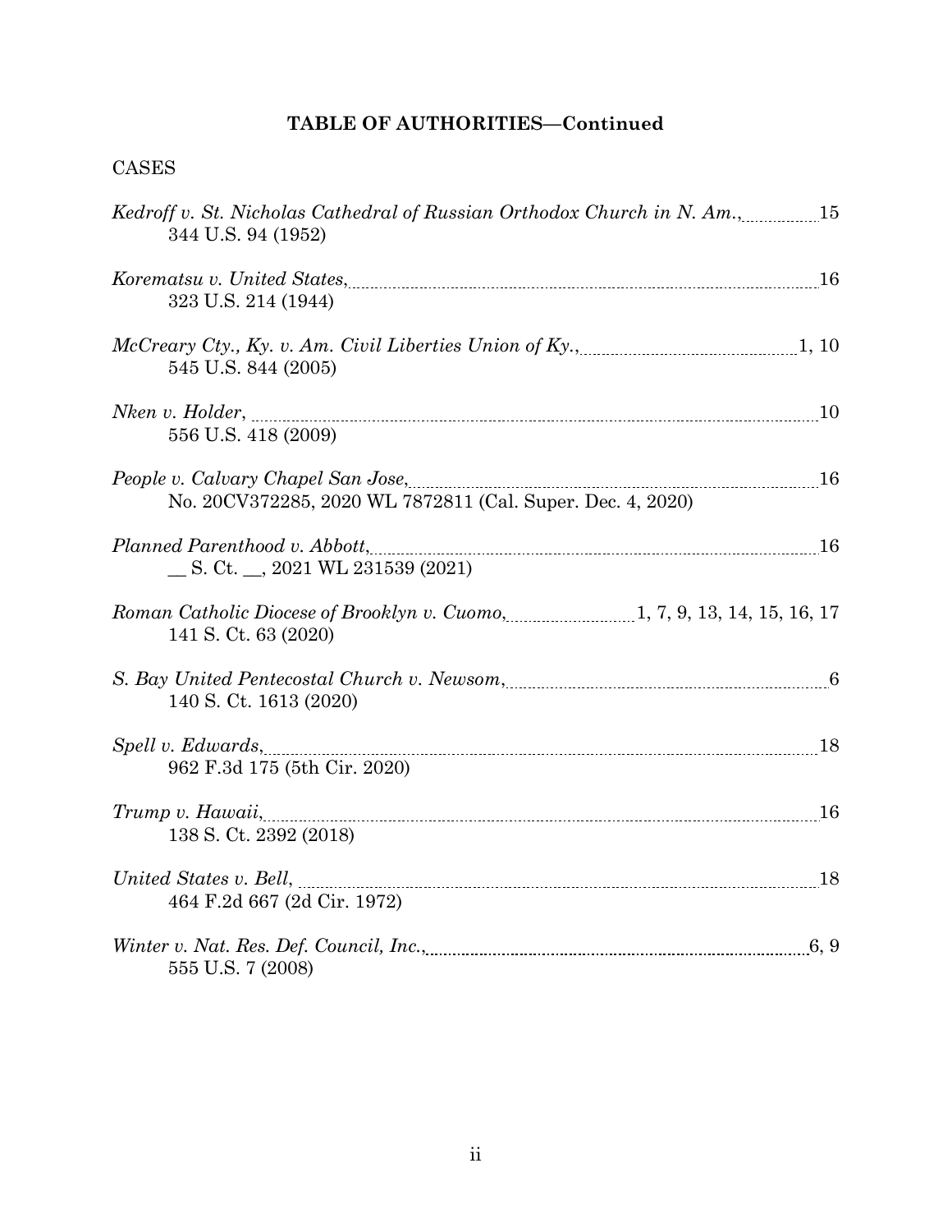**TABLE OF AUTHORITIES—Continued**

CASES

*Kedroff v. St. Nicholas Cathedral of Russian Orthodox Church in N. Am.*, 15
344 U.S. 94 (1952)

*Korematsu v. United States*, 16
323 U.S. 214 (1944)

*McCreary Cty., Ky. v. Am. Civil Liberties Union of Ky.*, 1, 10
545 U.S. 844 (2005)

*Nken v. Holder*, 10
556 U.S. 418 (2009)

*People v. Calvary Chapel San Jose*, 16
No. 20CV372285, 2020 WL 7872811 (Cal. Super. Dec. 4, 2020)

*Planned Parenthood v. Abbott*, 16
__ S. Ct. __, 2021 WL 231539 (2021)

*Roman Catholic Diocese of Brooklyn v. Cuomo*, 1, 7, 9, 13, 14, 15, 16, 17
141 S. Ct. 63 (2020)

*S. Bay United Pentecostal Church v. Newsom*, 6
140 S. Ct. 1613 (2020)

*Spell v. Edwards*, 18
962 F.3d 175 (5th Cir. 2020)

*Trump v. Hawaii*, 16
138 S. Ct. 2392 (2018)

*United States v. Bell*, 18
464 F.2d 667 (2d Cir. 1972)

*Winter v. Nat. Res. Def. Council, Inc.*, 6, 9
555 U.S. 7 (2008)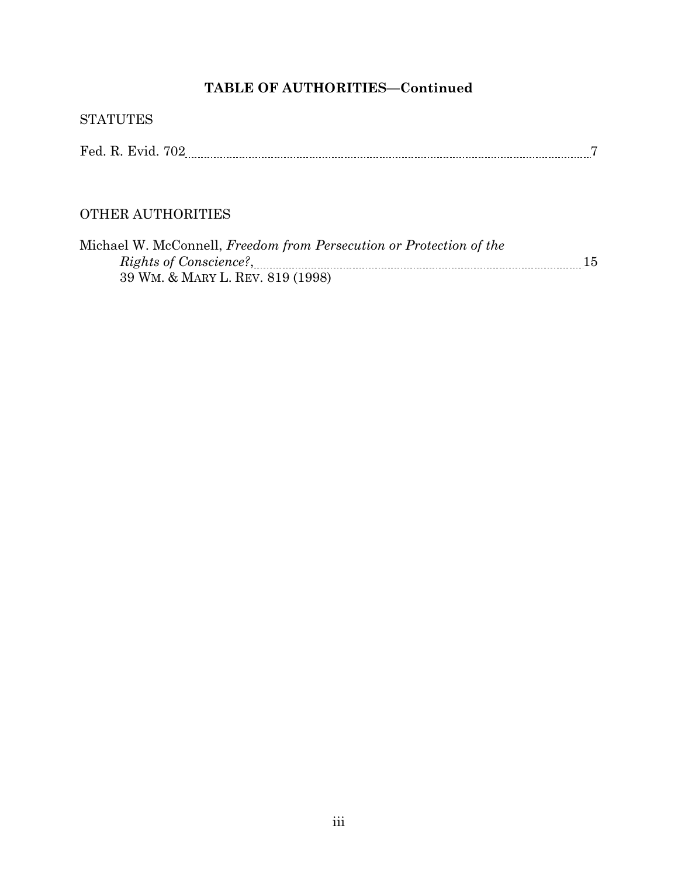## TABLE OF AUTHORITIES—Continued

### STATUTES

Fed. R. Evid. 702 .......... 7

### OTHER AUTHORITIES

Michael W. McConnell, *Freedom from Persecution or Protection of the Rights of Conscience?*, 39 WM. & MARY L. REV. 819 (1998) .......... 15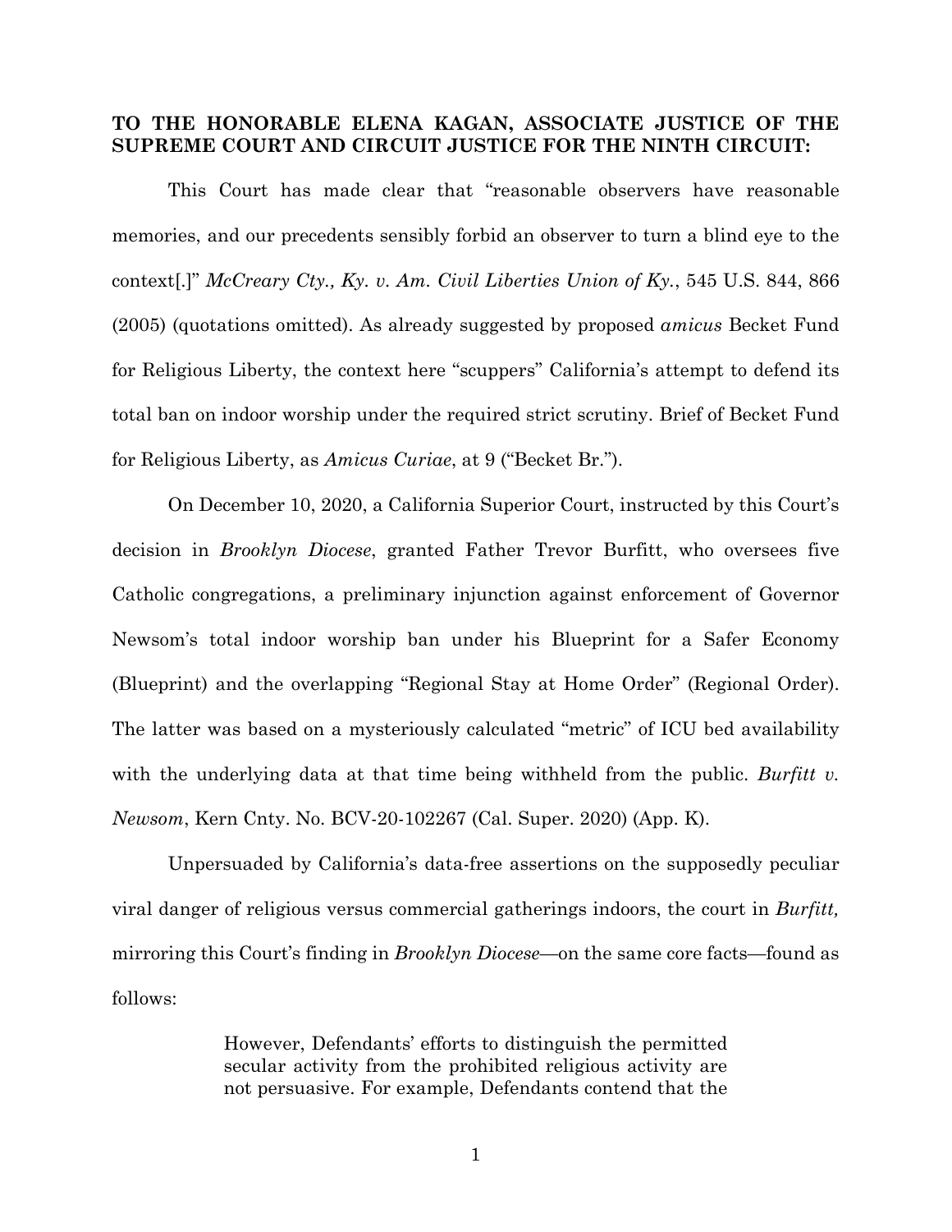**TO THE HONORABLE ELENA KAGAN, ASSOCIATE JUSTICE OF THE SUPREME COURT AND CIRCUIT JUSTICE FOR THE NINTH CIRCUIT:**

This Court has made clear that "reasonable observers have reasonable memories, and our precedents sensibly forbid an observer to turn a blind eye to the context[.]" *McCreary Cty., Ky. v. Am. Civil Liberties Union of Ky.*, 545 U.S. 844, 866 (2005) (quotations omitted). As already suggested by proposed *amicus* Becket Fund for Religious Liberty, the context here "scuppers" California's attempt to defend its total ban on indoor worship under the required strict scrutiny. Brief of Becket Fund for Religious Liberty, as *Amicus Curiae*, at 9 ("Becket Br.").

On December 10, 2020, a California Superior Court, instructed by this Court's decision in *Brooklyn Diocese*, granted Father Trevor Burfitt, who oversees five Catholic congregations, a preliminary injunction against enforcement of Governor Newsom's total indoor worship ban under his Blueprint for a Safer Economy (Blueprint) and the overlapping "Regional Stay at Home Order" (Regional Order). The latter was based on a mysteriously calculated "metric" of ICU bed availability with the underlying data at that time being withheld from the public. *Burfitt v. Newsom*, Kern Cnty. No. BCV-20-102267 (Cal. Super. 2020) (App. K).

Unpersuaded by California's data-free assertions on the supposedly peculiar viral danger of religious versus commercial gatherings indoors, the court in *Burfitt,* mirroring this Court's finding in *Brooklyn Diocese*—on the same core facts—found as follows:

> However, Defendants' efforts to distinguish the permitted secular activity from the prohibited religious activity are not persuasive. For example, Defendants contend that the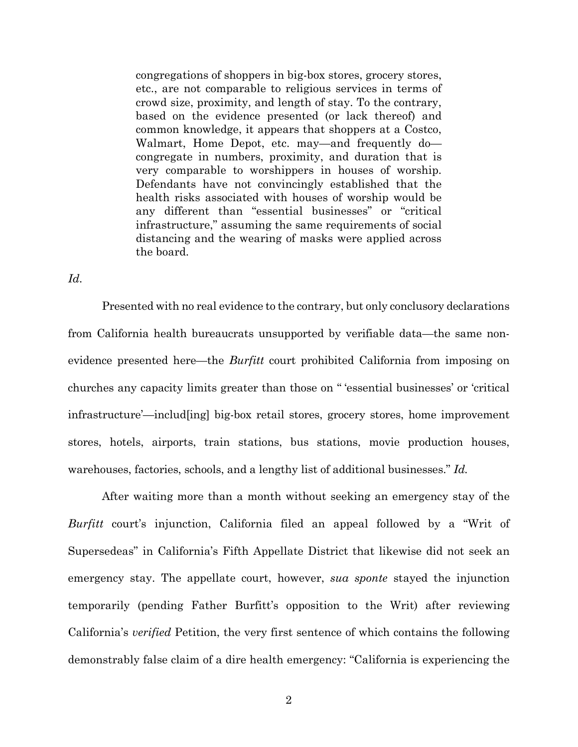> congregations of shoppers in big-box stores, grocery stores, etc., are not comparable to religious services in terms of crowd size, proximity, and length of stay. To the contrary, based on the evidence presented (or lack thereof) and common knowledge, it appears that shoppers at a Costco, Walmart, Home Depot, etc. may—and frequently do—congregate in numbers, proximity, and duration that is very comparable to worshippers in houses of worship. Defendants have not convincingly established that the health risks associated with houses of worship would be any different than "essential businesses" or "critical infrastructure," assuming the same requirements of social distancing and the wearing of masks were applied across the board.

*Id.*

Presented with no real evidence to the contrary, but only conclusory declarations from California health bureaucrats unsupported by verifiable data—the same non-evidence presented here—the *Burfitt* court prohibited California from imposing on churches any capacity limits greater than those on " 'essential businesses' or 'critical infrastructure'—includ[ing] big-box retail stores, grocery stores, home improvement stores, hotels, airports, train stations, bus stations, movie production houses, warehouses, factories, schools, and a lengthy list of additional businesses." *Id.*

After waiting more than a month without seeking an emergency stay of the *Burfitt* court's injunction, California filed an appeal followed by a "Writ of Supersedeas" in California's Fifth Appellate District that likewise did not seek an emergency stay. The appellate court, however, *sua sponte* stayed the injunction temporarily (pending Father Burfitt's opposition to the Writ) after reviewing California's *verified* Petition, the very first sentence of which contains the following demonstrably false claim of a dire health emergency: "California is experiencing the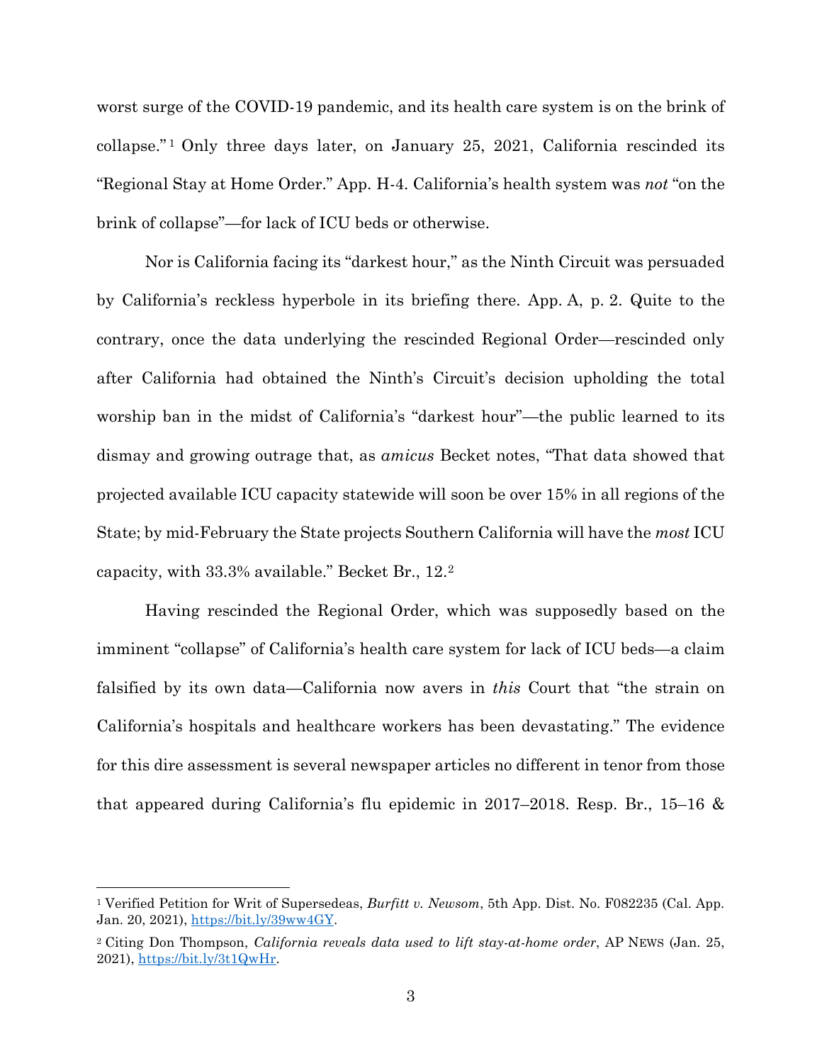worst surge of the COVID-19 pandemic, and its health care system is on the brink of collapse."[1] Only three days later, on January 25, 2021, California rescinded its "Regional Stay at Home Order." App. H-4. California's health system was *not* "on the brink of collapse"—for lack of ICU beds or otherwise.

Nor is California facing its "darkest hour," as the Ninth Circuit was persuaded by California's reckless hyperbole in its briefing there. App. A, p. 2. Quite to the contrary, once the data underlying the rescinded Regional Order—rescinded only after California had obtained the Ninth's Circuit's decision upholding the total worship ban in the midst of California's "darkest hour"—the public learned to its dismay and growing outrage that, as *amicus* Becket notes, "That data showed that projected available ICU capacity statewide will soon be over 15% in all regions of the State; by mid-February the State projects Southern California will have the *most* ICU capacity, with 33.3% available." Becket Br., 12.[2]

Having rescinded the Regional Order, which was supposedly based on the imminent "collapse" of California's health care system for lack of ICU beds—a claim falsified by its own data—California now avers in *this* Court that "the strain on California's hospitals and healthcare workers has been devastating." The evidence for this dire assessment is several newspaper articles no different in tenor from those that appeared during California's flu epidemic in 2017–2018. Resp. Br., 15–16 &

---

[1] Verified Petition for Writ of Supersedeas, *Burfitt v. Newsom*, 5th App. Dist. No. F082235 (Cal. App. Jan. 20, 2021), https://bit.ly/39ww4GY.

[2] Citing Don Thompson, *California reveals data used to lift stay-at-home order*, AP NEWS (Jan. 25, 2021), https://bit.ly/3t1QwHr.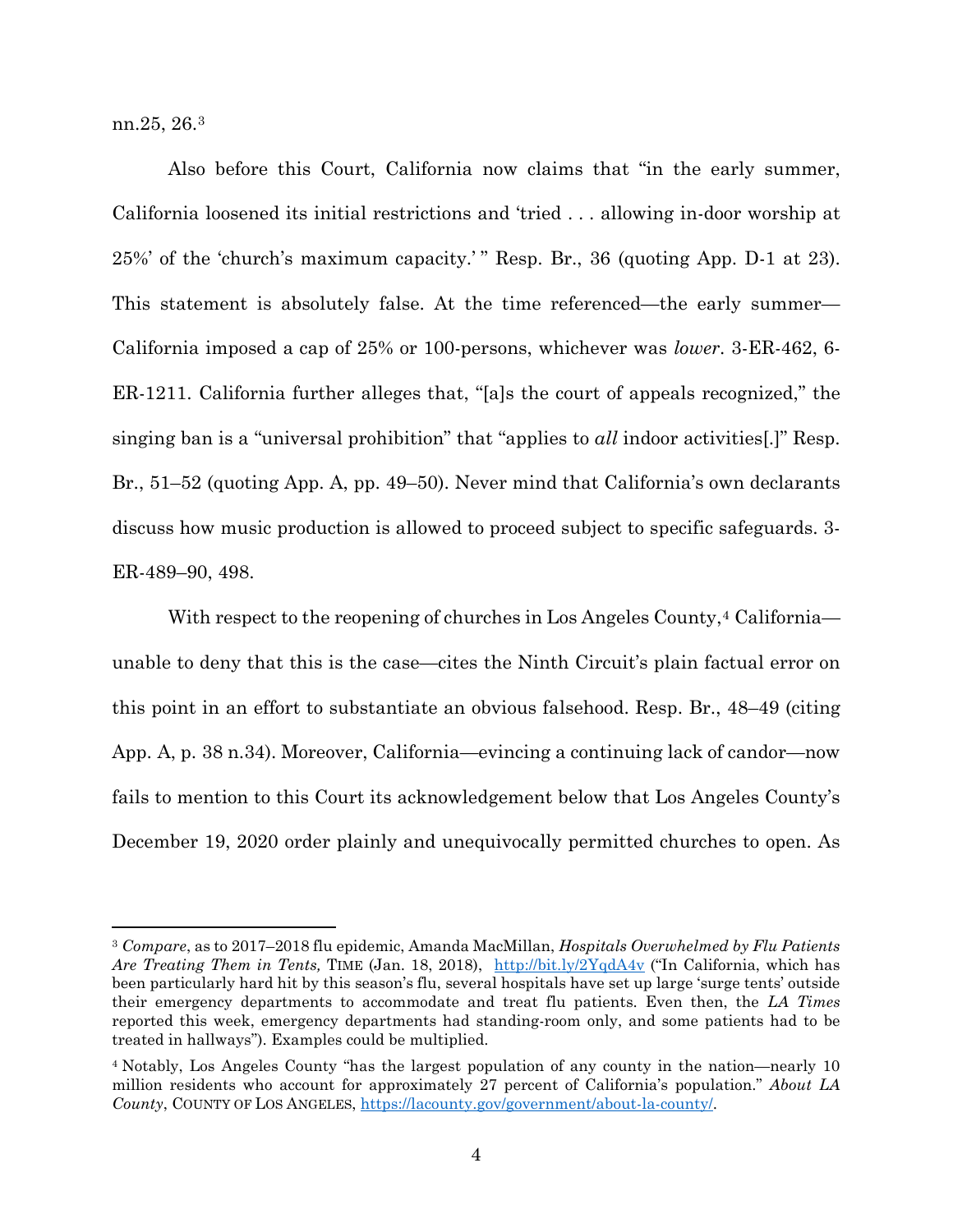nn.25, 26.[3]

Also before this Court, California now claims that "in the early summer, California loosened its initial restrictions and 'tried . . . allowing in-door worship at 25%' of the 'church's maximum capacity.' " Resp. Br., 36 (quoting App. D-1 at 23). This statement is absolutely false. At the time referenced—the early summer—California imposed a cap of 25% or 100-persons, whichever was *lower*. 3-ER-462, 6-ER-1211. California further alleges that, "[a]s the court of appeals recognized," the singing ban is a "universal prohibition" that "applies to *all* indoor activities[.]" Resp. Br., 51–52 (quoting App. A, pp. 49–50). Never mind that California's own declarants discuss how music production is allowed to proceed subject to specific safeguards. 3-ER-489–90, 498.

With respect to the reopening of churches in Los Angeles County,[4] California—unable to deny that this is the case—cites the Ninth Circuit's plain factual error on this point in an effort to substantiate an obvious falsehood. Resp. Br., 48–49 (citing App. A, p. 38 n.34). Moreover, California—evincing a continuing lack of candor—now fails to mention to this Court its acknowledgement below that Los Angeles County's December 19, 2020 order plainly and unequivocally permitted churches to open. As

---

[3] *Compare*, as to 2017–2018 flu epidemic, Amanda MacMillan, *Hospitals Overwhelmed by Flu Patients Are Treating Them in Tents,* TIME (Jan. 18, 2018), http://bit.ly/2YqdA4v ("In California, which has been particularly hard hit by this season's flu, several hospitals have set up large 'surge tents' outside their emergency departments to accommodate and treat flu patients. Even then, the *LA Times* reported this week, emergency departments had standing-room only, and some patients had to be treated in hallways"). Examples could be multiplied.

[4] Notably, Los Angeles County "has the largest population of any county in the nation—nearly 10 million residents who account for approximately 27 percent of California's population." *About LA County*, COUNTY OF LOS ANGELES, https://lacounty.gov/government/about-la-county/.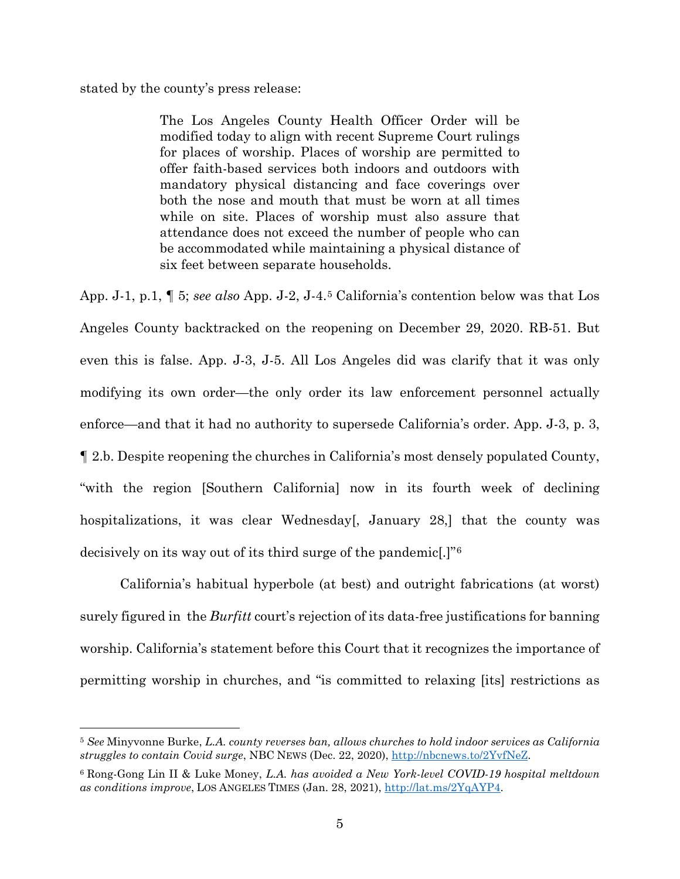stated by the county's press release:

> The Los Angeles County Health Officer Order will be modified today to align with recent Supreme Court rulings for places of worship. Places of worship are permitted to offer faith-based services both indoors and outdoors with mandatory physical distancing and face coverings over both the nose and mouth that must be worn at all times while on site. Places of worship must also assure that attendance does not exceed the number of people who can be accommodated while maintaining a physical distance of six feet between separate households.

App. J-1, p.1, ¶ 5; *see also* App. J-2, J-4.[5] California's contention below was that Los Angeles County backtracked on the reopening on December 29, 2020. RB-51. But even this is false. App. J-3, J-5. All Los Angeles did was clarify that it was only modifying its own order—the only order its law enforcement personnel actually enforce—and that it had no authority to supersede California's order. App. J-3, p. 3, ¶ 2.b. Despite reopening the churches in California's most densely populated County, "with the region [Southern California] now in its fourth week of declining hospitalizations, it was clear Wednesday[, January 28,] that the county was decisively on its way out of its third surge of the pandemic[.]"[6]

California's habitual hyperbole (at best) and outright fabrications (at worst) surely figured in the *Burfitt* court's rejection of its data-free justifications for banning worship. California's statement before this Court that it recognizes the importance of permitting worship in churches, and "is committed to relaxing [its] restrictions as

---

[5] *See* Minyvonne Burke, *L.A. county reverses ban, allows churches to hold indoor services as California struggles to contain Covid surge*, NBC NEWS (Dec. 22, 2020), http://nbcnews.to/2YvfNeZ.

[6] Rong-Gong Lin II & Luke Money, *L.A. has avoided a New York-level COVID-19 hospital meltdown as conditions improve*, LOS ANGELES TIMES (Jan. 28, 2021), http://lat.ms/2YqAYP4.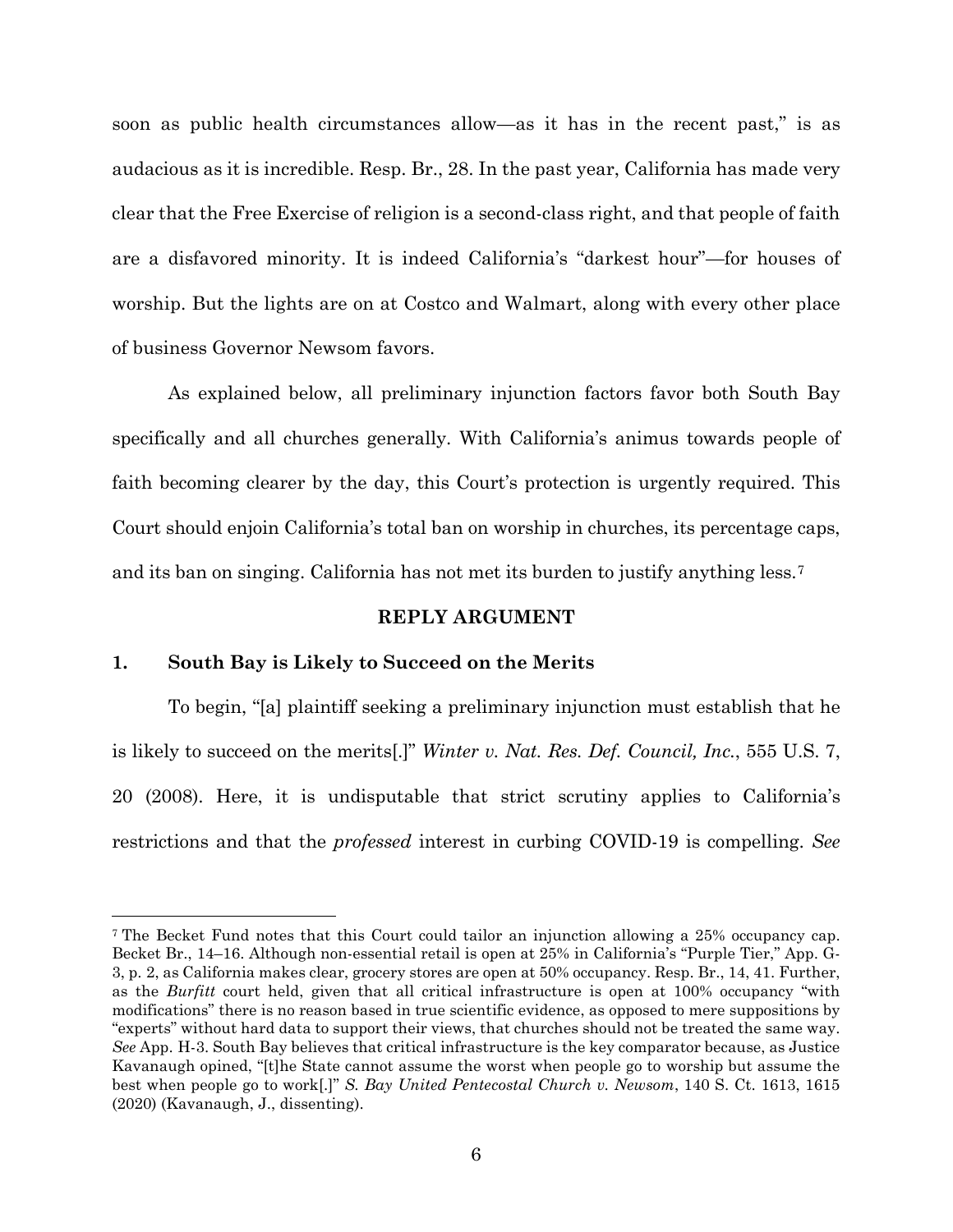soon as public health circumstances allow—as it has in the recent past," is as audacious as it is incredible. Resp. Br., 28. In the past year, California has made very clear that the Free Exercise of religion is a second-class right, and that people of faith are a disfavored minority. It is indeed California's "darkest hour"—for houses of worship. But the lights are on at Costco and Walmart, along with every other place of business Governor Newsom favors.

As explained below, all preliminary injunction factors favor both South Bay specifically and all churches generally. With California's animus towards people of faith becoming clearer by the day, this Court's protection is urgently required. This Court should enjoin California's total ban on worship in churches, its percentage caps, and its ban on singing. California has not met its burden to justify anything less.[7]

## REPLY ARGUMENT

### 1. South Bay is Likely to Succeed on the Merits

To begin, "[a] plaintiff seeking a preliminary injunction must establish that he is likely to succeed on the merits[.]" *Winter v. Nat. Res. Def. Council, Inc.*, 555 U.S. 7, 20 (2008). Here, it is undisputable that strict scrutiny applies to California's restrictions and that the *professed* interest in curbing COVID-19 is compelling. *See*

---

[7] The Becket Fund notes that this Court could tailor an injunction allowing a 25% occupancy cap. Becket Br., 14–16. Although non-essential retail is open at 25% in California's "Purple Tier," App. G-3, p. 2, as California makes clear, grocery stores are open at 50% occupancy. Resp. Br., 14, 41. Further, as the *Burfitt* court held, given that all critical infrastructure is open at 100% occupancy "with modifications" there is no reason based in true scientific evidence, as opposed to mere suppositions by "experts" without hard data to support their views, that churches should not be treated the same way. *See* App. H-3. South Bay believes that critical infrastructure is the key comparator because, as Justice Kavanaugh opined, "[t]he State cannot assume the worst when people go to worship but assume the best when people go to work[.]" *S. Bay United Pentecostal Church v. Newsom*, 140 S. Ct. 1613, 1615 (2020) (Kavanaugh, J., dissenting).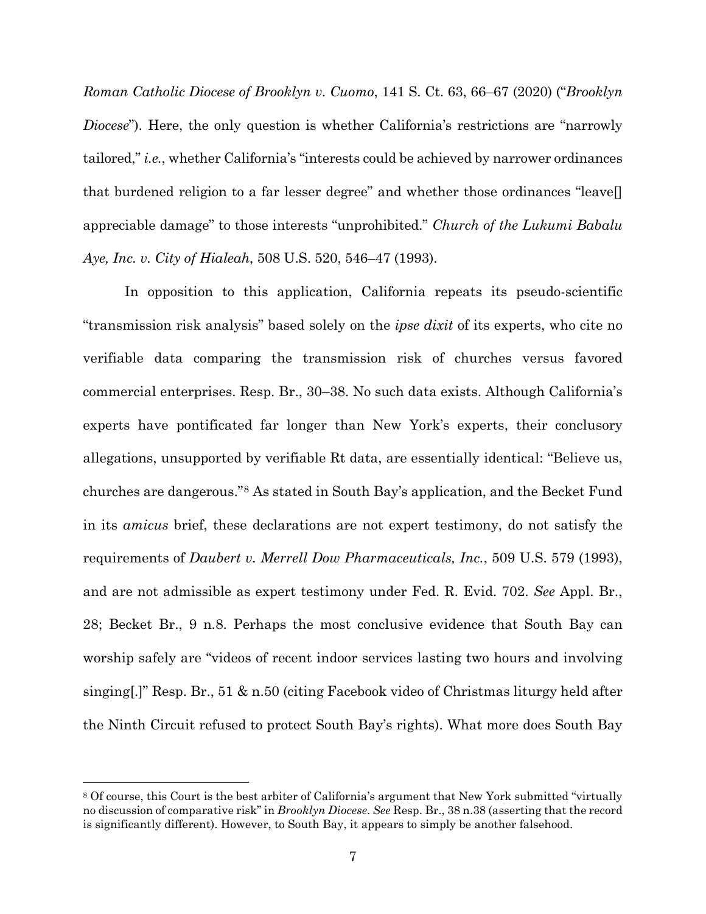*Roman Catholic Diocese of Brooklyn v. Cuomo*, 141 S. Ct. 63, 66–67 (2020) ("*Brooklyn Diocese*"). Here, the only question is whether California's restrictions are "narrowly tailored," *i.e.*, whether California's "interests could be achieved by narrower ordinances that burdened religion to a far lesser degree" and whether those ordinances "leave[] appreciable damage" to those interests "unprohibited." *Church of the Lukumi Babalu Aye, Inc. v. City of Hialeah*, 508 U.S. 520, 546–47 (1993).

In opposition to this application, California repeats its pseudo-scientific "transmission risk analysis" based solely on the *ipse dixit* of its experts, who cite no verifiable data comparing the transmission risk of churches versus favored commercial enterprises. Resp. Br., 30–38. No such data exists. Although California's experts have pontificated far longer than New York's experts, their conclusory allegations, unsupported by verifiable Rt data, are essentially identical: "Believe us, churches are dangerous."[8] As stated in South Bay's application, and the Becket Fund in its *amicus* brief, these declarations are not expert testimony, do not satisfy the requirements of *Daubert v. Merrell Dow Pharmaceuticals, Inc.*, 509 U.S. 579 (1993), and are not admissible as expert testimony under Fed. R. Evid. 702. *See* Appl. Br., 28; Becket Br., 9 n.8. Perhaps the most conclusive evidence that South Bay can worship safely are "videos of recent indoor services lasting two hours and involving singing[.]" Resp. Br., 51 & n.50 (citing Facebook video of Christmas liturgy held after the Ninth Circuit refused to protect South Bay's rights). What more does South Bay

---

[8] Of course, this Court is the best arbiter of California's argument that New York submitted "virtually no discussion of comparative risk" in *Brooklyn Diocese*. *See* Resp. Br., 38 n.38 (asserting that the record is significantly different). However, to South Bay, it appears to simply be another falsehood.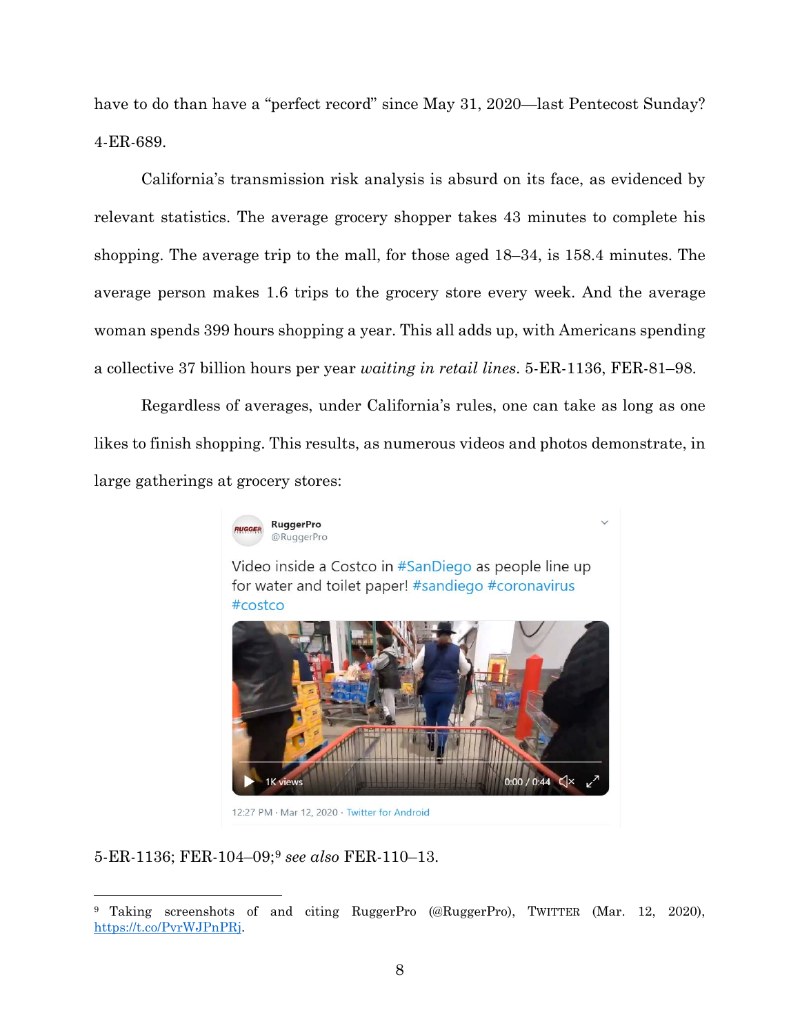have to do than have a "perfect record" since May 31, 2020—last Pentecost Sunday? 4-ER-689.

California's transmission risk analysis is absurd on its face, as evidenced by relevant statistics. The average grocery shopper takes 43 minutes to complete his shopping. The average trip to the mall, for those aged 18–34, is 158.4 minutes. The average person makes 1.6 trips to the grocery store every week. And the average woman spends 399 hours shopping a year. This all adds up, with Americans spending a collective 37 billion hours per year *waiting in retail lines*. 5-ER-1136, FER-81–98.

Regardless of averages, under California's rules, one can take as long as one likes to finish shopping. This results, as numerous videos and photos demonstrate, in large gatherings at grocery stores:

> RuggerPro
> @RuggerPro
>
> Video inside a Costco in #SanDiego as people line up for water and toilet paper! #sandiego #coronavirus #costco
>
> 1K views 0:00 / 0:44
>
> 12:27 PM · Mar 12, 2020 · Twitter for Android

5-ER-1136; FER-104–09;[9] *see also* FER-110–13.

---

[9] Taking screenshots of and citing RuggerPro (@RuggerPro), TWITTER (Mar. 12, 2020), https://t.co/PvrWJPnPRj.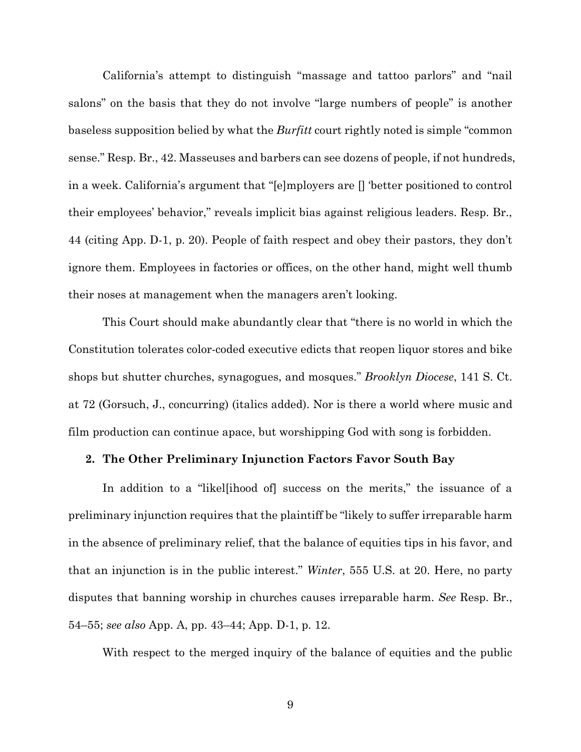California's attempt to distinguish "massage and tattoo parlors" and "nail salons" on the basis that they do not involve "large numbers of people" is another baseless supposition belied by what the *Burfitt* court rightly noted is simple "common sense." Resp. Br., 42. Masseuses and barbers can see dozens of people, if not hundreds, in a week. California's argument that "[e]mployers are [] 'better positioned to control their employees' behavior," reveals implicit bias against religious leaders. Resp. Br., 44 (citing App. D-1, p. 20). People of faith respect and obey their pastors, they don't ignore them. Employees in factories or offices, on the other hand, might well thumb their noses at management when the managers aren't looking.

This Court should make abundantly clear that "there is no world in which the Constitution tolerates color-coded executive edicts that reopen liquor stores and bike shops but shutter churches, synagogues, and mosques." *Brooklyn Diocese*, 141 S. Ct. at 72 (Gorsuch, J., concurring) (italics added). Nor is there a world where music and film production can continue apace, but worshipping God with song is forbidden.

**2. The Other Preliminary Injunction Factors Favor South Bay**

In addition to a "likel[ihood of] success on the merits," the issuance of a preliminary injunction requires that the plaintiff be "likely to suffer irreparable harm in the absence of preliminary relief, that the balance of equities tips in his favor, and that an injunction is in the public interest." *Winter*, 555 U.S. at 20. Here, no party disputes that banning worship in churches causes irreparable harm. *See* Resp. Br., 54–55; *see also* App. A, pp. 43–44; App. D-1, p. 12.

With respect to the merged inquiry of the balance of equities and the public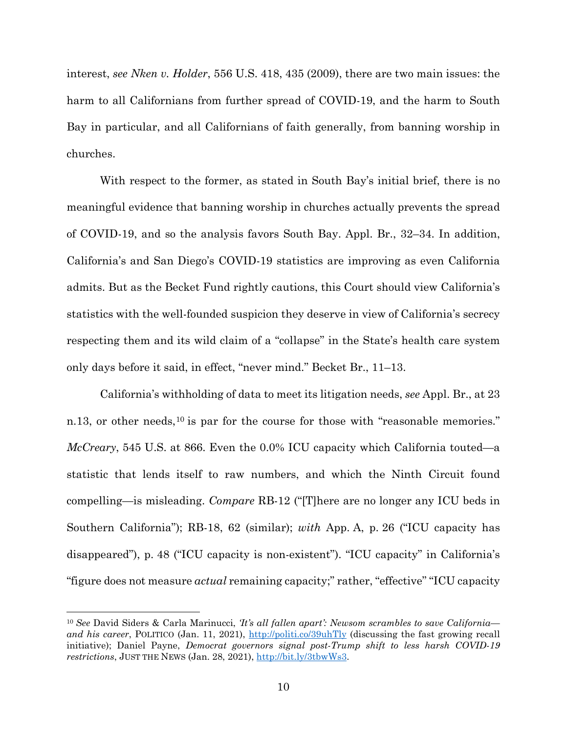interest, *see Nken v. Holder*, 556 U.S. 418, 435 (2009), there are two main issues: the harm to all Californians from further spread of COVID-19, and the harm to South Bay in particular, and all Californians of faith generally, from banning worship in churches.

With respect to the former, as stated in South Bay's initial brief, there is no meaningful evidence that banning worship in churches actually prevents the spread of COVID-19, and so the analysis favors South Bay. Appl. Br., 32–34. In addition, California's and San Diego's COVID-19 statistics are improving as even California admits. But as the Becket Fund rightly cautions, this Court should view California's statistics with the well-founded suspicion they deserve in view of California's secrecy respecting them and its wild claim of a "collapse" in the State's health care system only days before it said, in effect, "never mind." Becket Br., 11–13.

California's withholding of data to meet its litigation needs, *see* Appl. Br., at 23 n.13, or other needs,[10] is par for the course for those with "reasonable memories." *McCreary*, 545 U.S. at 866. Even the 0.0% ICU capacity which California touted—a statistic that lends itself to raw numbers, and which the Ninth Circuit found compelling—is misleading. *Compare* RB-12 ("[T]here are no longer any ICU beds in Southern California"); RB-18, 62 (similar); *with* App. A, p. 26 ("ICU capacity has disappeared"), p. 48 ("ICU capacity is non-existent"). "ICU capacity" in California's "figure does not measure *actual* remaining capacity;" rather, "effective" "ICU capacity

---

[10] *See* David Siders & Carla Marinucci, *'It's all fallen apart': Newsom scrambles to save California—and his career*, POLITICO (Jan. 11, 2021), http://politi.co/39uhTly (discussing the fast growing recall initiative); Daniel Payne, *Democrat governors signal post-Trump shift to less harsh COVID-19 restrictions*, JUST THE NEWS (Jan. 28, 2021), http://bit.ly/3tbwWs3.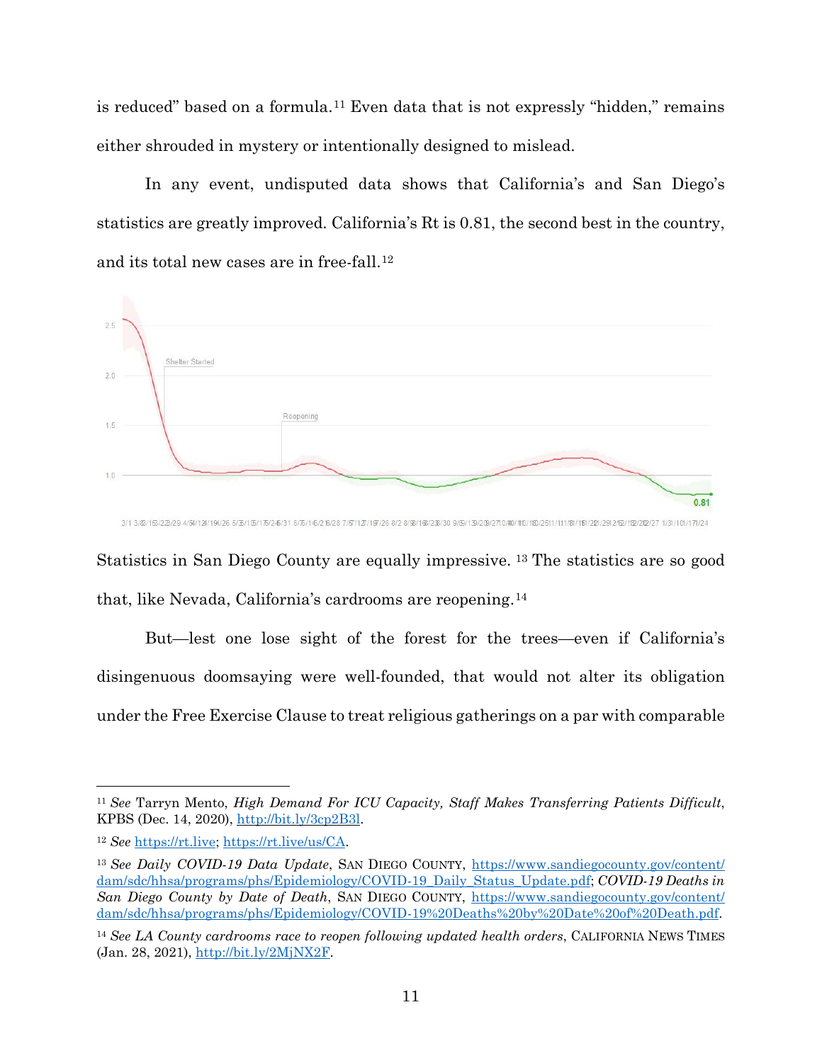is reduced" based on a formula.[11] Even data that is not expressly "hidden," remains either shrouded in mystery or intentionally designed to mislead.

In any event, undisputed data shows that California's and San Diego's statistics are greatly improved. California's Rt is 0.81, the second best in the country, and its total new cases are in free-fall.[12]

Statistics in San Diego County are equally impressive.[13] The statistics are so good that, like Nevada, California's cardrooms are reopening.[14]

But—lest one lose sight of the forest for the trees—even if California's disingenuous doomsaying were well-founded, that would not alter its obligation under the Free Exercise Clause to treat religious gatherings on a par with comparable

---

[11] *See* Tarryn Mento, *High Demand For ICU Capacity, Staff Makes Transferring Patients Difficult*, KPBS (Dec. 14, 2020), http://bit.ly/3cp2B3l.

[12] *See* https://rt.live; https://rt.live/us/CA.

[13] *See Daily COVID-19 Data Update*, SAN DIEGO COUNTY, https://www.sandiegocounty.gov/content/dam/sdc/hhsa/programs/phs/Epidemiology/COVID-19_Daily_Status_Update.pdf; *COVID-19 Deaths in San Diego County by Date of Death*, SAN DIEGO COUNTY, https://www.sandiegocounty.gov/content/dam/sdc/hhsa/programs/phs/Epidemiology/COVID-19%20Deaths%20by%20Date%20of%20Death.pdf.

[14] *See LA County cardrooms race to reopen following updated health orders*, CALIFORNIA NEWS TIMES (Jan. 28, 2021), http://bit.ly/2MjNX2F.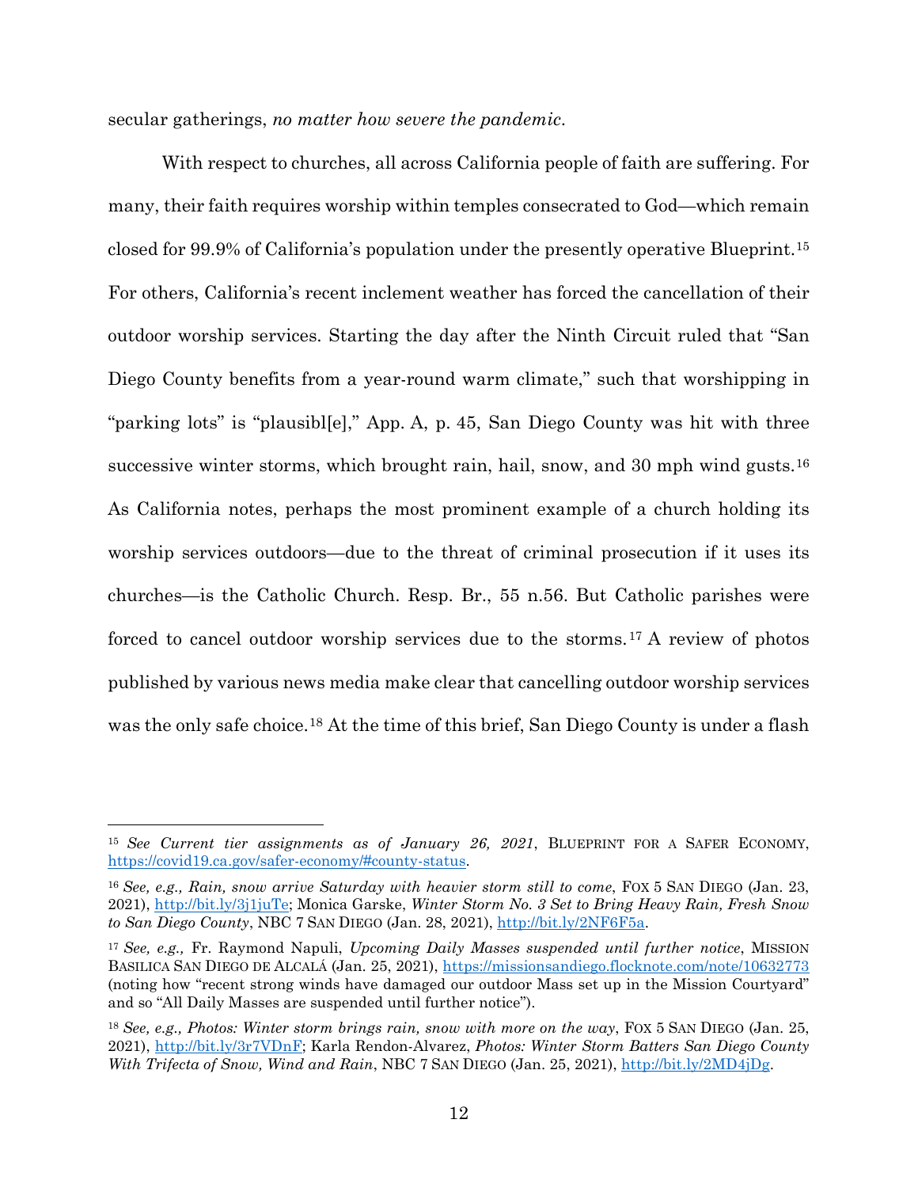secular gatherings, *no matter how severe the pandemic*.

With respect to churches, all across California people of faith are suffering. For many, their faith requires worship within temples consecrated to God—which remain closed for 99.9% of California's population under the presently operative Blueprint.[15] For others, California's recent inclement weather has forced the cancellation of their outdoor worship services. Starting the day after the Ninth Circuit ruled that "San Diego County benefits from a year-round warm climate," such that worshipping in "parking lots" is "plausibl[e]," App. A, p. 45, San Diego County was hit with three successive winter storms, which brought rain, hail, snow, and 30 mph wind gusts.[16] As California notes, perhaps the most prominent example of a church holding its worship services outdoors—due to the threat of criminal prosecution if it uses its churches—is the Catholic Church. Resp. Br., 55 n.56. But Catholic parishes were forced to cancel outdoor worship services due to the storms.[17] A review of photos published by various news media make clear that cancelling outdoor worship services was the only safe choice.[18] At the time of this brief, San Diego County is under a flash

---

[15] *See Current tier assignments as of January 26, 2021*, BLUEPRINT FOR A SAFER ECONOMY, https://covid19.ca.gov/safer-economy/#county-status.

[16] *See, e.g., Rain, snow arrive Saturday with heavier storm still to come*, FOX 5 SAN DIEGO (Jan. 23, 2021), http://bit.ly/3j1juTe; Monica Garske, *Winter Storm No. 3 Set to Bring Heavy Rain, Fresh Snow to San Diego County*, NBC 7 SAN DIEGO (Jan. 28, 2021), http://bit.ly/2NF6F5a.

[17] *See, e.g.,* Fr. Raymond Napuli, *Upcoming Daily Masses suspended until further notice*, MISSION BASILICA SAN DIEGO DE ALCALÁ (Jan. 25, 2021), https://missionsandiego.flocknote.com/note/10632773 (noting how "recent strong winds have damaged our outdoor Mass set up in the Mission Courtyard" and so "All Daily Masses are suspended until further notice").

[18] *See, e.g., Photos: Winter storm brings rain, snow with more on the way*, FOX 5 SAN DIEGO (Jan. 25, 2021), http://bit.ly/3r7VDnF; Karla Rendon-Alvarez, *Photos: Winter Storm Batters San Diego County With Trifecta of Snow, Wind and Rain*, NBC 7 SAN DIEGO (Jan. 25, 2021), http://bit.ly/2MD4jDg.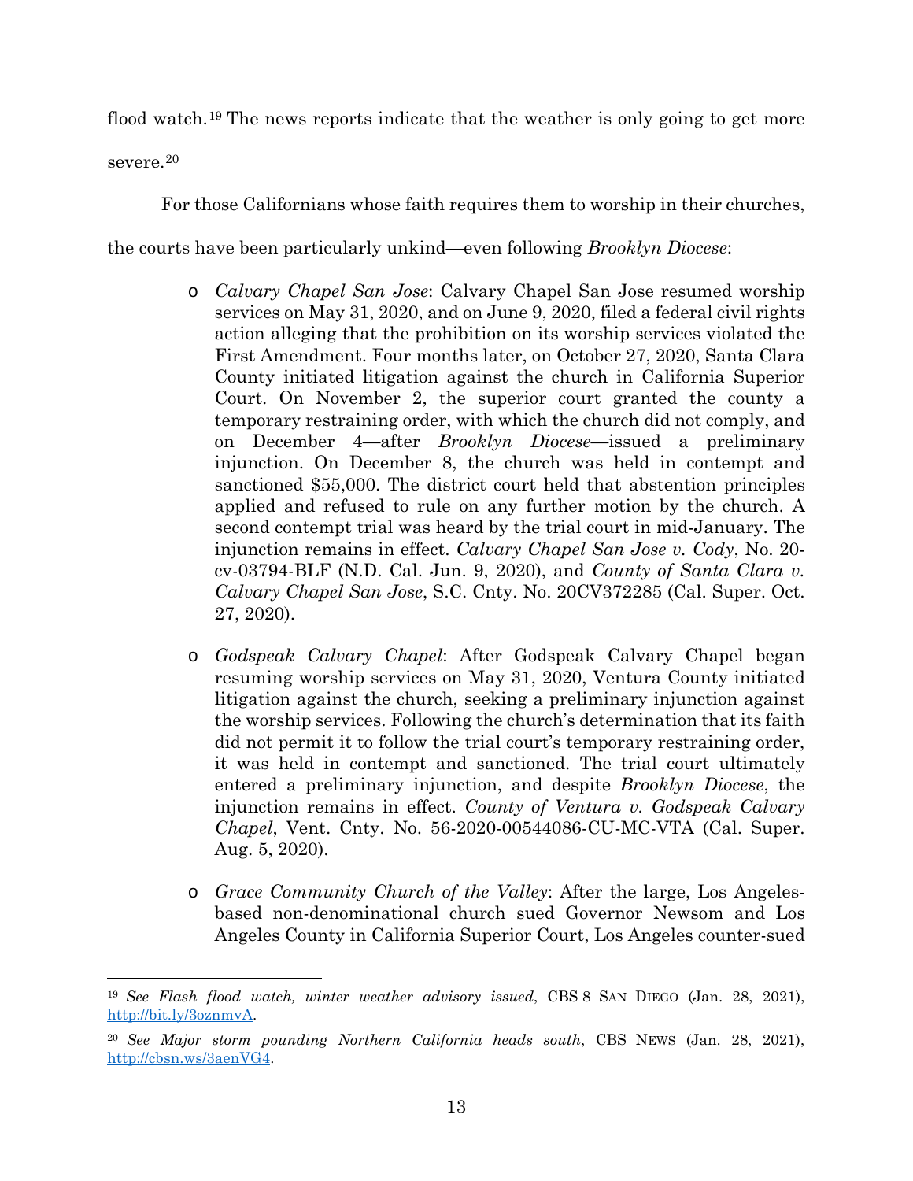flood watch.[19] The news reports indicate that the weather is only going to get more severe.[20]

For those Californians whose faith requires them to worship in their churches, the courts have been particularly unkind—even following *Brooklyn Diocese*:

- *Calvary Chapel San Jose*: Calvary Chapel San Jose resumed worship services on May 31, 2020, and on June 9, 2020, filed a federal civil rights action alleging that the prohibition on its worship services violated the First Amendment. Four months later, on October 27, 2020, Santa Clara County initiated litigation against the church in California Superior Court. On November 2, the superior court granted the county a temporary restraining order, with which the church did not comply, and on December 4—after *Brooklyn Diocese*—issued a preliminary injunction. On December 8, the church was held in contempt and sanctioned $55,000. The district court held that abstention principles applied and refused to rule on any further motion by the church. A second contempt trial was heard by the trial court in mid-January. The injunction remains in effect. *Calvary Chapel San Jose v. Cody*, No. 20-cv-03794-BLF (N.D. Cal. Jun. 9, 2020), and *County of Santa Clara v. Calvary Chapel San Jose*, S.C. Cnty. No. 20CV372285 (Cal. Super. Oct. 27, 2020).

- *Godspeak Calvary Chapel*: After Godspeak Calvary Chapel began resuming worship services on May 31, 2020, Ventura County initiated litigation against the church, seeking a preliminary injunction against the worship services. Following the church's determination that its faith did not permit it to follow the trial court's temporary restraining order, it was held in contempt and sanctioned. The trial court ultimately entered a preliminary injunction, and despite *Brooklyn Diocese*, the injunction remains in effect. *County of Ventura v. Godspeak Calvary Chapel*, Vent. Cnty. No. 56-2020-00544086-CU-MC-VTA (Cal. Super. Aug. 5, 2020).

- *Grace Community Church of the Valley*: After the large, Los Angeles-based non-denominational church sued Governor Newsom and Los Angeles County in California Superior Court, Los Angeles counter-sued

---

[19] *See Flash flood watch, winter weather advisory issued*, CBS 8 San Diego (Jan. 28, 2021), http://bit.ly/3oznmvA.

[20] *See Major storm pounding Northern California heads south*, CBS News (Jan. 28, 2021), http://cbsn.ws/3aenVG4.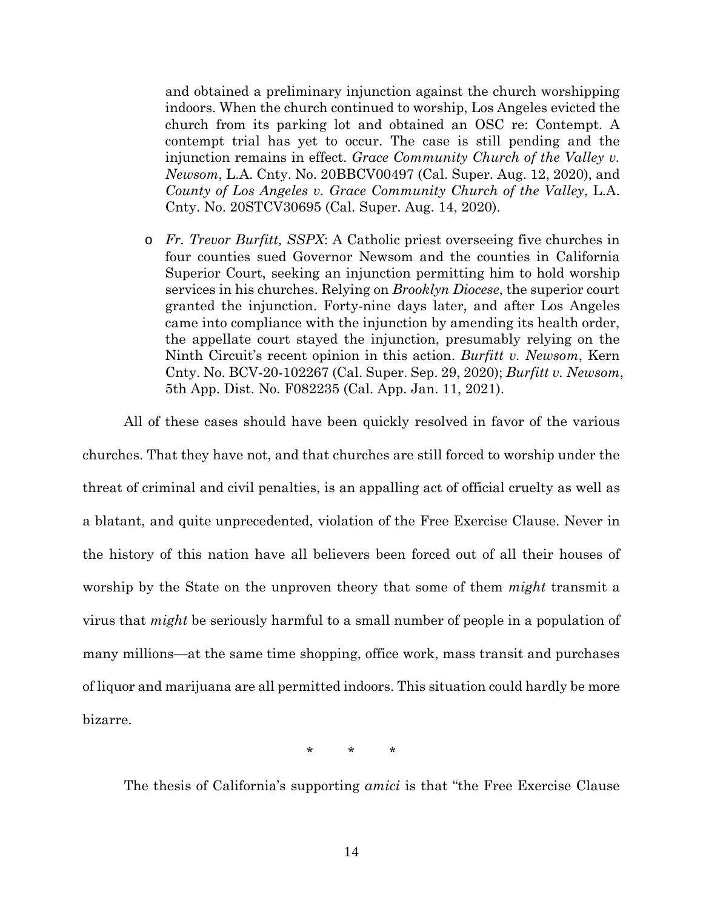and obtained a preliminary injunction against the church worshipping indoors. When the church continued to worship, Los Angeles evicted the church from its parking lot and obtained an OSC re: Contempt. A contempt trial has yet to occur. The case is still pending and the injunction remains in effect. *Grace Community Church of the Valley v. Newsom*, L.A. Cnty. No. 20BBCV00497 (Cal. Super. Aug. 12, 2020), and *County of Los Angeles v. Grace Community Church of the Valley*, L.A. Cnty. No. 20STCV30695 (Cal. Super. Aug. 14, 2020).

- *Fr. Trevor Burfitt, SSPX*: A Catholic priest overseeing five churches in four counties sued Governor Newsom and the counties in California Superior Court, seeking an injunction permitting him to hold worship services in his churches. Relying on *Brooklyn Diocese*, the superior court granted the injunction. Forty-nine days later, and after Los Angeles came into compliance with the injunction by amending its health order, the appellate court stayed the injunction, presumably relying on the Ninth Circuit's recent opinion in this action. *Burfitt v. Newsom*, Kern Cnty. No. BCV-20-102267 (Cal. Super. Sep. 29, 2020); *Burfitt v. Newsom*, 5th App. Dist. No. F082235 (Cal. App. Jan. 11, 2021).

All of these cases should have been quickly resolved in favor of the various churches. That they have not, and that churches are still forced to worship under the threat of criminal and civil penalties, is an appalling act of official cruelty as well as a blatant, and quite unprecedented, violation of the Free Exercise Clause. Never in the history of this nation have all believers been forced out of all their houses of worship by the State on the unproven theory that some of them *might* transmit a virus that *might* be seriously harmful to a small number of people in a population of many millions—at the same time shopping, office work, mass transit and purchases of liquor and marijuana are all permitted indoors. This situation could hardly be more bizarre.

\* \* \*

The thesis of California's supporting *amici* is that "the Free Exercise Clause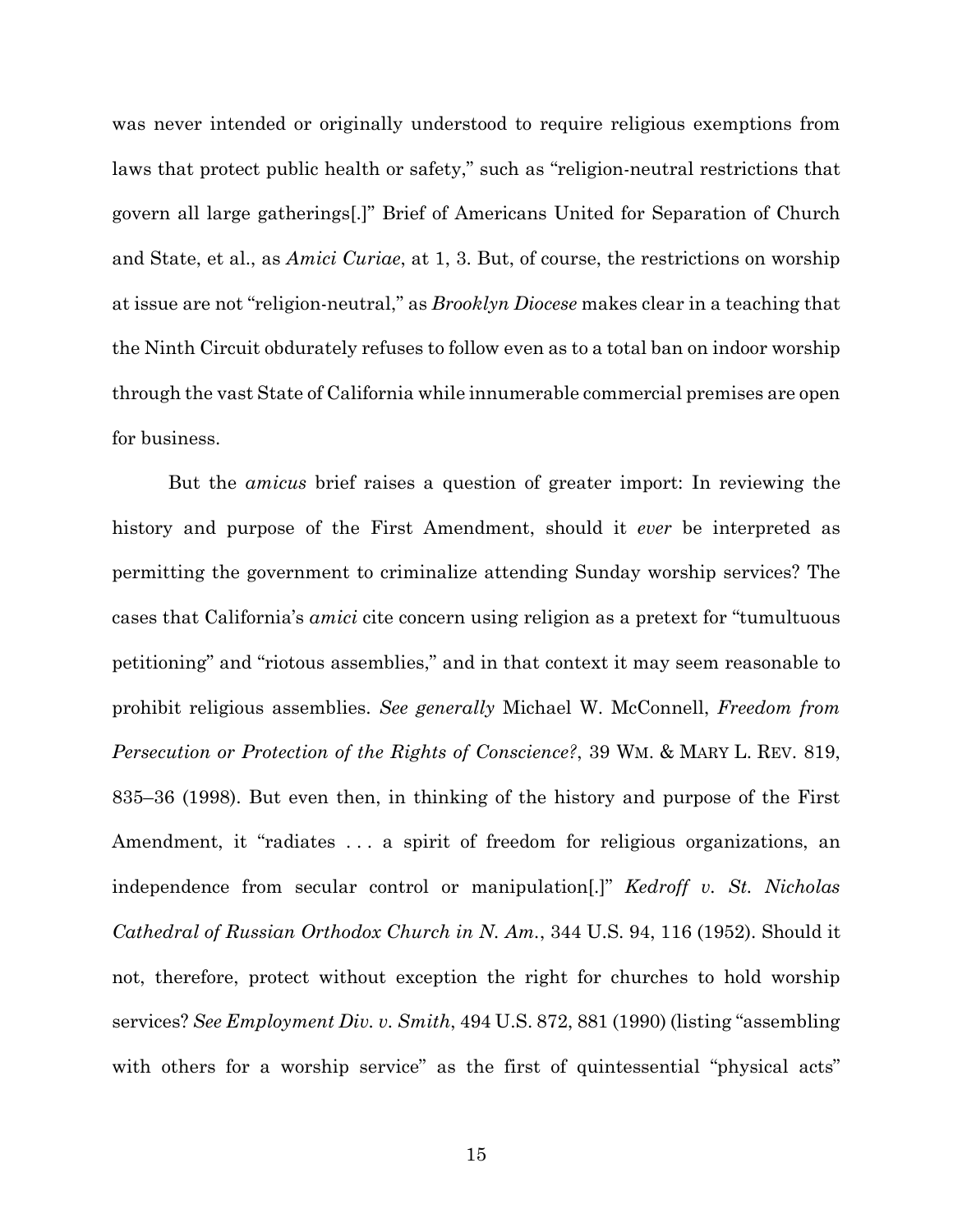was never intended or originally understood to require religious exemptions from laws that protect public health or safety," such as "religion-neutral restrictions that govern all large gatherings[.]" Brief of Americans United for Separation of Church and State, et al., as *Amici Curiae*, at 1, 3. But, of course, the restrictions on worship at issue are not "religion-neutral," as *Brooklyn Diocese* makes clear in a teaching that the Ninth Circuit obdurately refuses to follow even as to a total ban on indoor worship through the vast State of California while innumerable commercial premises are open for business.

But the *amicus* brief raises a question of greater import: In reviewing the history and purpose of the First Amendment, should it *ever* be interpreted as permitting the government to criminalize attending Sunday worship services? The cases that California's *amici* cite concern using religion as a pretext for "tumultuous petitioning" and "riotous assemblies," and in that context it may seem reasonable to prohibit religious assemblies. *See generally* Michael W. McConnell, *Freedom from Persecution or Protection of the Rights of Conscience?*, 39 WM. & MARY L. REV. 819, 835–36 (1998). But even then, in thinking of the history and purpose of the First Amendment, it "radiates . . . a spirit of freedom for religious organizations, an independence from secular control or manipulation[.]" *Kedroff v. St. Nicholas Cathedral of Russian Orthodox Church in N. Am.*, 344 U.S. 94, 116 (1952). Should it not, therefore, protect without exception the right for churches to hold worship services? *See Employment Div. v. Smith*, 494 U.S. 872, 881 (1990) (listing "assembling with others for a worship service" as the first of quintessential "physical acts"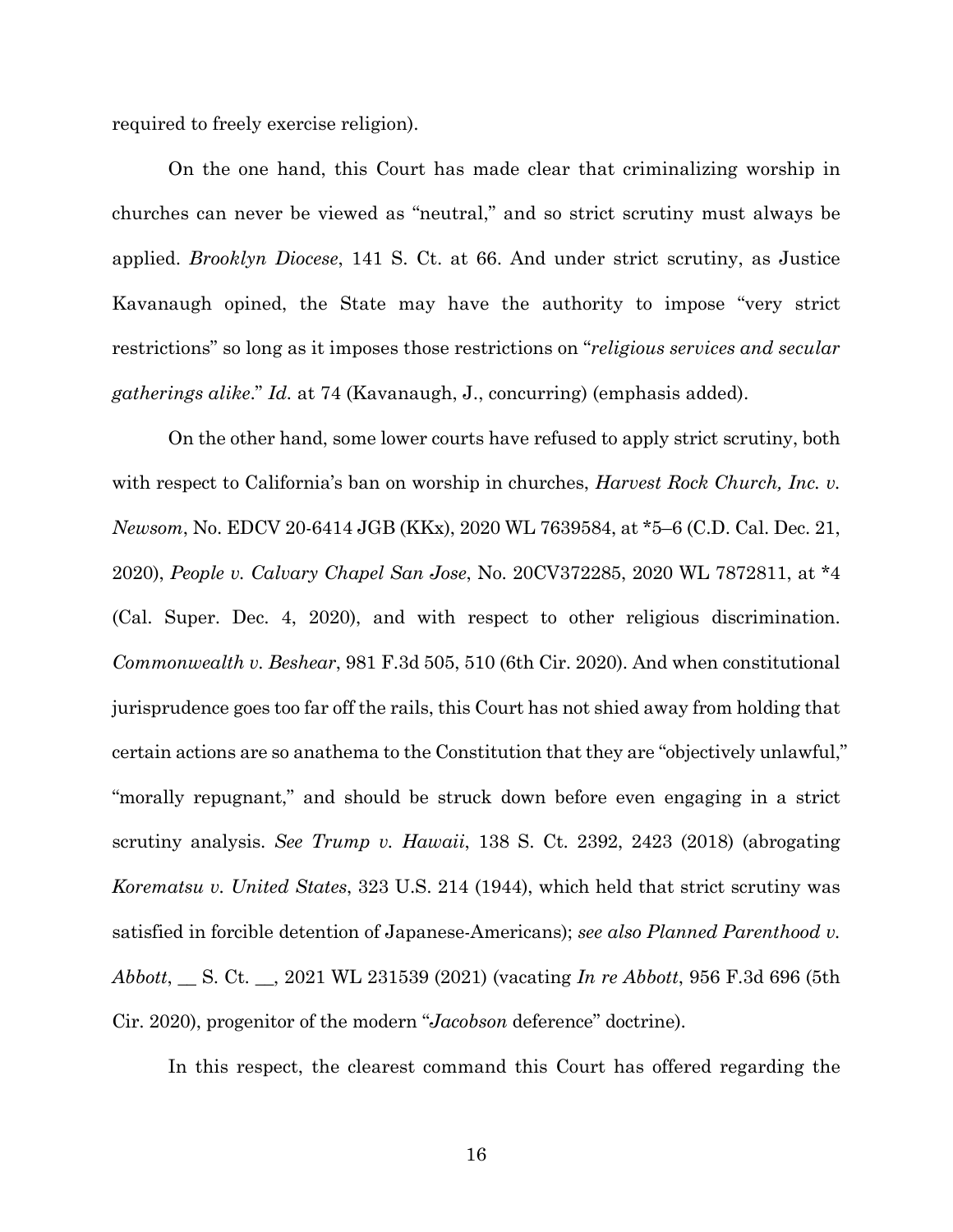required to freely exercise religion).

On the one hand, this Court has made clear that criminalizing worship in churches can never be viewed as "neutral," and so strict scrutiny must always be applied. *Brooklyn Diocese*, 141 S. Ct. at 66. And under strict scrutiny, as Justice Kavanaugh opined, the State may have the authority to impose "very strict restrictions" so long as it imposes those restrictions on "*religious services and secular gatherings alike*." *Id.* at 74 (Kavanaugh, J., concurring) (emphasis added).

On the other hand, some lower courts have refused to apply strict scrutiny, both with respect to California's ban on worship in churches, *Harvest Rock Church, Inc. v. Newsom*, No. EDCV 20-6414 JGB (KKx), 2020 WL 7639584, at *5–6 (C.D. Cal. Dec. 21, 2020), *People v. Calvary Chapel San Jose*, No. 20CV372285, 2020 WL 7872811, at *4 (Cal. Super. Dec. 4, 2020), and with respect to other religious discrimination. *Commonwealth v. Beshear*, 981 F.3d 505, 510 (6th Cir. 2020). And when constitutional jurisprudence goes too far off the rails, this Court has not shied away from holding that certain actions are so anathema to the Constitution that they are "objectively unlawful," "morally repugnant," and should be struck down before even engaging in a strict scrutiny analysis. *See Trump v. Hawaii*, 138 S. Ct. 2392, 2423 (2018) (abrogating *Korematsu v. United States*, 323 U.S. 214 (1944), which held that strict scrutiny was satisfied in forcible detention of Japanese-Americans); *see also Planned Parenthood v. Abbott*, __ S. Ct. __, 2021 WL 231539 (2021) (vacating *In re Abbott*, 956 F.3d 696 (5th Cir. 2020), progenitor of the modern "*Jacobson* deference" doctrine).

In this respect, the clearest command this Court has offered regarding the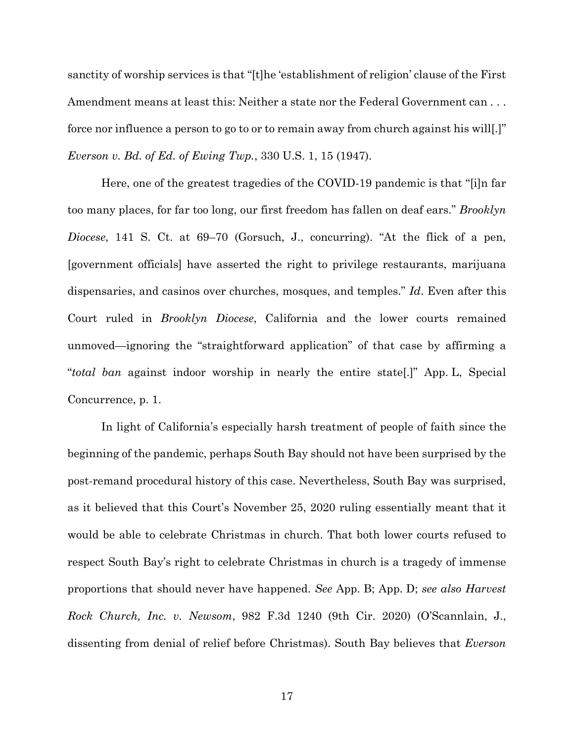sanctity of worship services is that "[t]he 'establishment of religion' clause of the First Amendment means at least this: Neither a state nor the Federal Government can . . . force nor influence a person to go to or to remain away from church against his will[.]" *Everson v. Bd. of Ed. of Ewing Twp.*, 330 U.S. 1, 15 (1947).

Here, one of the greatest tragedies of the COVID-19 pandemic is that "[i]n far too many places, for far too long, our first freedom has fallen on deaf ears." *Brooklyn Diocese*, 141 S. Ct. at 69–70 (Gorsuch, J., concurring). "At the flick of a pen, [government officials] have asserted the right to privilege restaurants, marijuana dispensaries, and casinos over churches, mosques, and temples." *Id*. Even after this Court ruled in *Brooklyn Diocese*, California and the lower courts remained unmoved—ignoring the "straightforward application" of that case by affirming a "*total ban* against indoor worship in nearly the entire state[.]" App. L, Special Concurrence, p. 1.

In light of California's especially harsh treatment of people of faith since the beginning of the pandemic, perhaps South Bay should not have been surprised by the post-remand procedural history of this case. Nevertheless, South Bay was surprised, as it believed that this Court's November 25, 2020 ruling essentially meant that it would be able to celebrate Christmas in church. That both lower courts refused to respect South Bay's right to celebrate Christmas in church is a tragedy of immense proportions that should never have happened. *See* App. B; App. D; *see also Harvest Rock Church, Inc. v. Newsom*, 982 F.3d 1240 (9th Cir. 2020) (O'Scannlain, J., dissenting from denial of relief before Christmas). South Bay believes that *Everson*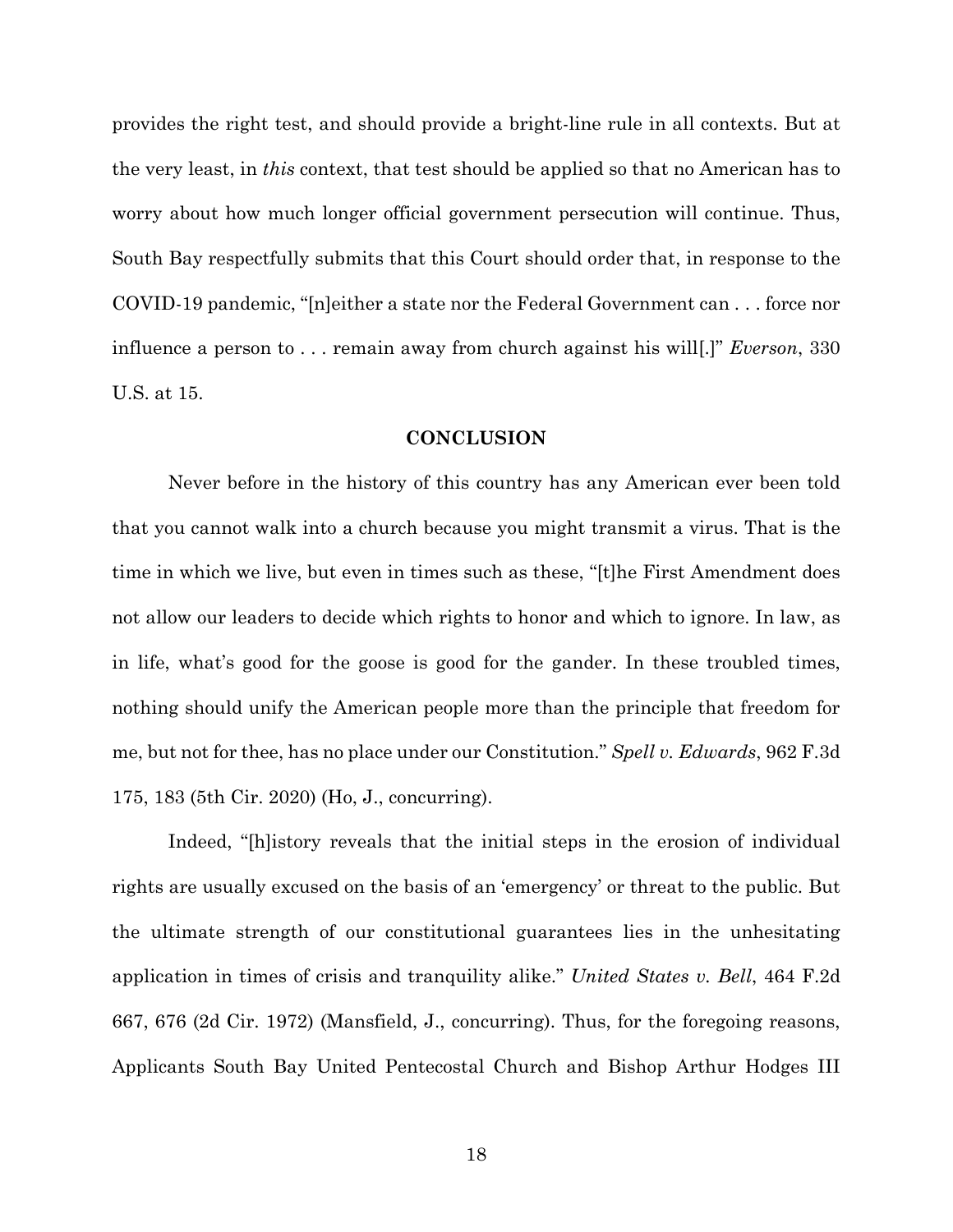provides the right test, and should provide a bright-line rule in all contexts. But at the very least, in *this* context, that test should be applied so that no American has to worry about how much longer official government persecution will continue. Thus, South Bay respectfully submits that this Court should order that, in response to the COVID-19 pandemic, "[n]either a state nor the Federal Government can . . . force nor influence a person to . . . remain away from church against his will[.]" *Everson*, 330 U.S. at 15.

## CONCLUSION

Never before in the history of this country has any American ever been told that you cannot walk into a church because you might transmit a virus. That is the time in which we live, but even in times such as these, "[t]he First Amendment does not allow our leaders to decide which rights to honor and which to ignore. In law, as in life, what's good for the goose is good for the gander. In these troubled times, nothing should unify the American people more than the principle that freedom for me, but not for thee, has no place under our Constitution." *Spell v. Edwards*, 962 F.3d 175, 183 (5th Cir. 2020) (Ho, J., concurring).

Indeed, "[h]istory reveals that the initial steps in the erosion of individual rights are usually excused on the basis of an 'emergency' or threat to the public. But the ultimate strength of our constitutional guarantees lies in the unhesitating application in times of crisis and tranquility alike." *United States v. Bell*, 464 F.2d 667, 676 (2d Cir. 1972) (Mansfield, J., concurring). Thus, for the foregoing reasons, Applicants South Bay United Pentecostal Church and Bishop Arthur Hodges III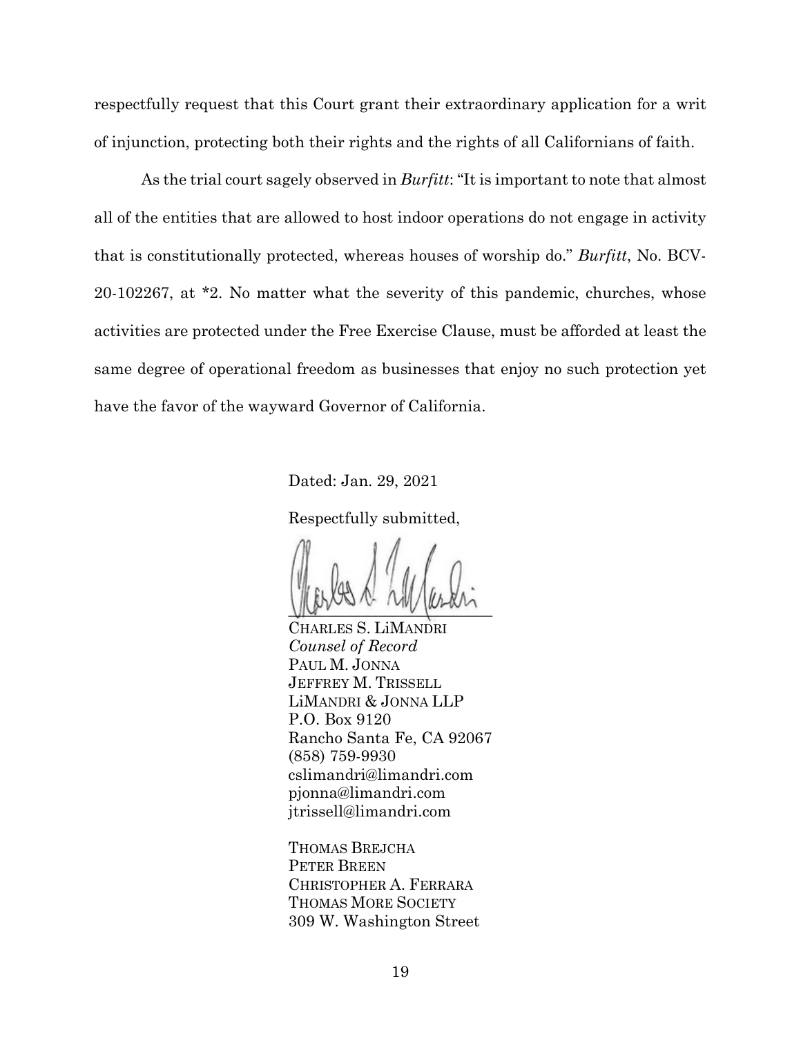respectfully request that this Court grant their extraordinary application for a writ of injunction, protecting both their rights and the rights of all Californians of faith.

As the trial court sagely observed in *Burfitt*: "It is important to note that almost all of the entities that are allowed to host indoor operations do not engage in activity that is constitutionally protected, whereas houses of worship do." *Burfitt*, No. BCV-20-102267, at *2. No matter what the severity of this pandemic, churches, whose activities are protected under the Free Exercise Clause, must be afforded at least the same degree of operational freedom as businesses that enjoy no such protection yet have the favor of the wayward Governor of California.

Dated: Jan. 29, 2021

Respectfully submitted,

CHARLES S. LIMANDRI
*Counsel of Record*
PAUL M. JONNA
JEFFREY M. TRISSELL
LIMANDRI & JONNA LLP
P.O. Box 9120
Rancho Santa Fe, CA 92067
(858) 759-9930
cslimandri@limandri.com
pjonna@limandri.com
jtrissell@limandri.com

THOMAS BREJCHA
PETER BREEN
CHRISTOPHER A. FERRARA
THOMAS MORE SOCIETY
309 W. Washington Street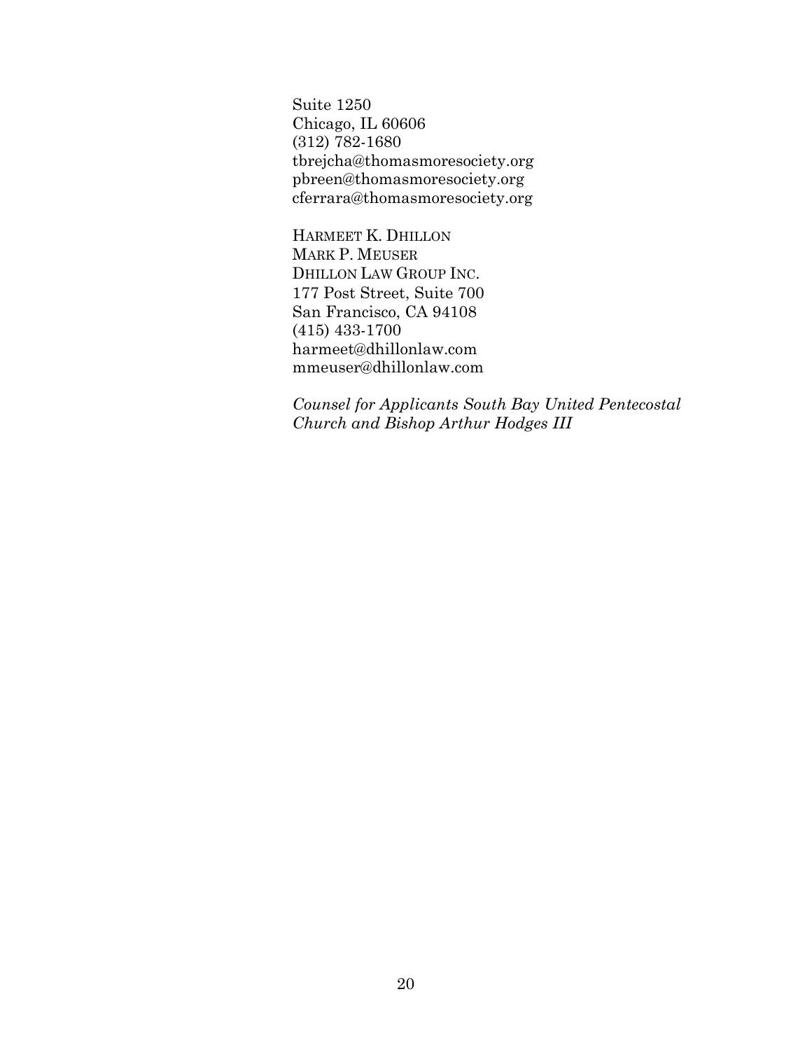Suite 1250
Chicago, IL 60606
(312) 782-1680
tbrejcha@thomasmoresociety.org
pbreen@thomasmoresociety.org
cferrara@thomasmoresociety.org

HARMEET K. DHILLON
MARK P. MEUSER
DHILLON LAW GROUP INC.
177 Post Street, Suite 700
San Francisco, CA 94108
(415) 433-1700
harmeet@dhillonlaw.com
mmeuser@dhillonlaw.com

*Counsel for Applicants South Bay United Pentecostal Church and Bishop Arthur Hodges III*